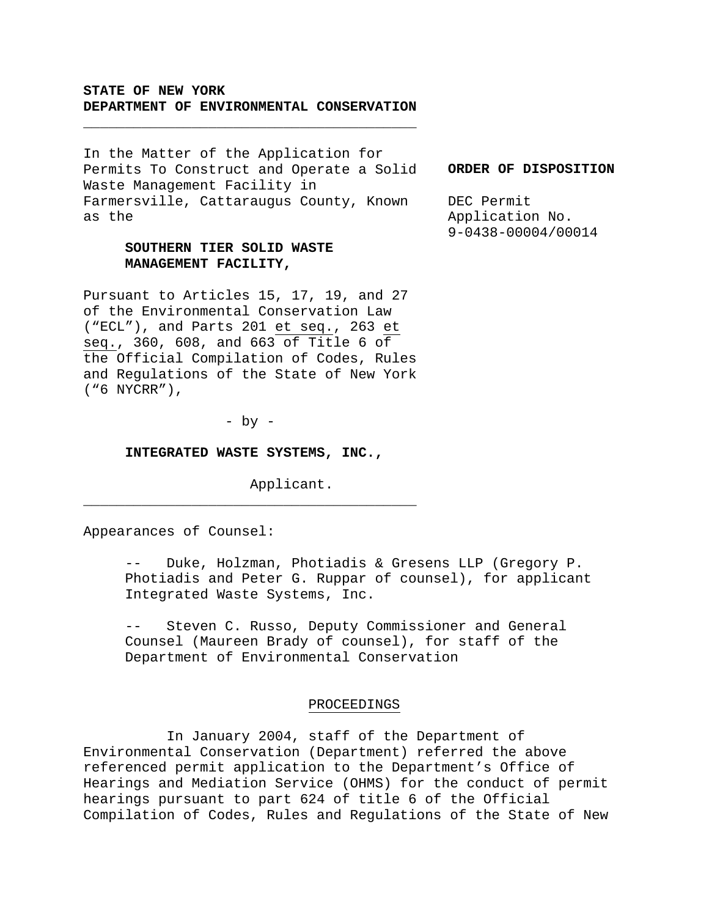**STATE OF NEW YORK**
**DEPARTMENT OF ENVIRONMENTAL CONSERVATION**

---

In the Matter of the Application for Permits To Construct and Operate a Solid Waste Management Facility in Farmersville, Cattaraugus County, Known as the

**SOUTHERN TIER SOLID WASTE MANAGEMENT FACILITY,**

Pursuant to Articles 15, 17, 19, and 27 of the Environmental Conservation Law ("ECL"), and Parts 201 et seq., 263 et seq., 360, 608, and 663 of Title 6 of the Official Compilation of Codes, Rules and Regulations of the State of New York ("6 NYCRR"),

- by -

**INTEGRATED WASTE SYSTEMS, INC.,**

Applicant.

---

**ORDER OF DISPOSITION**

DEC Permit Application No. 9-0438-00004/00014

Appearances of Counsel:

-- Duke, Holzman, Photiadis & Gresens LLP (Gregory P. Photiadis and Peter G. Ruppar of counsel), for applicant Integrated Waste Systems, Inc.

-- Steven C. Russo, Deputy Commissioner and General Counsel (Maureen Brady of counsel), for staff of the Department of Environmental Conservation

PROCEEDINGS

In January 2004, staff of the Department of Environmental Conservation (Department) referred the above referenced permit application to the Department's Office of Hearings and Mediation Service (OHMS) for the conduct of permit hearings pursuant to part 624 of title 6 of the Official Compilation of Codes, Rules and Regulations of the State of New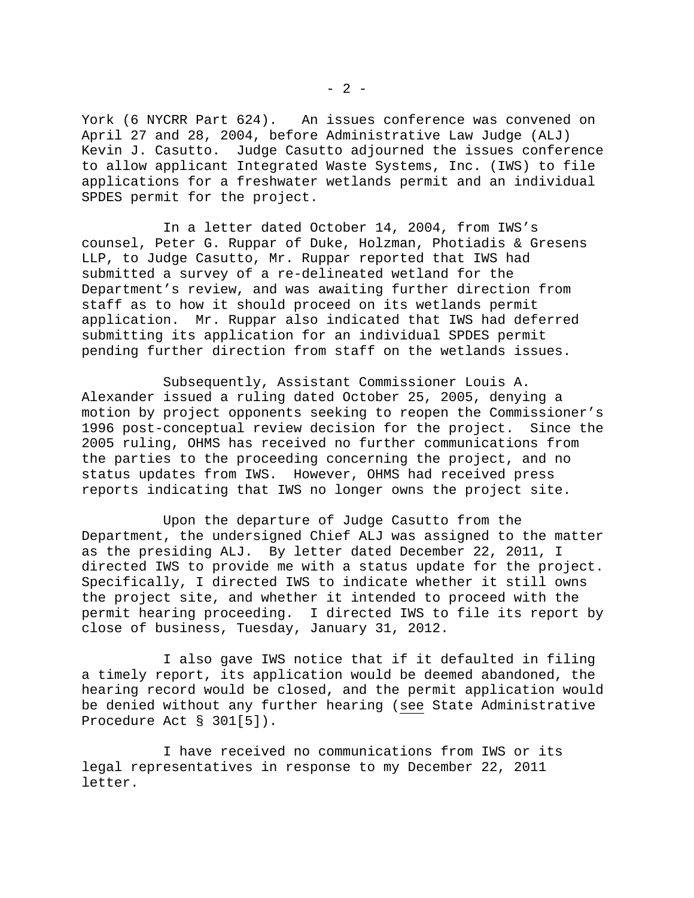York (6 NYCRR Part 624). An issues conference was convened on April 27 and 28, 2004, before Administrative Law Judge (ALJ) Kevin J. Casutto. Judge Casutto adjourned the issues conference to allow applicant Integrated Waste Systems, Inc. (IWS) to file applications for a freshwater wetlands permit and an individual SPDES permit for the project.

In a letter dated October 14, 2004, from IWS's counsel, Peter G. Ruppar of Duke, Holzman, Photiadis & Gresens LLP, to Judge Casutto, Mr. Ruppar reported that IWS had submitted a survey of a re-delineated wetland for the Department's review, and was awaiting further direction from staff as to how it should proceed on its wetlands permit application. Mr. Ruppar also indicated that IWS had deferred submitting its application for an individual SPDES permit pending further direction from staff on the wetlands issues.

Subsequently, Assistant Commissioner Louis A. Alexander issued a ruling dated October 25, 2005, denying a motion by project opponents seeking to reopen the Commissioner's 1996 post-conceptual review decision for the project. Since the 2005 ruling, OHMS has received no further communications from the parties to the proceeding concerning the project, and no status updates from IWS. However, OHMS had received press reports indicating that IWS no longer owns the project site.

Upon the departure of Judge Casutto from the Department, the undersigned Chief ALJ was assigned to the matter as the presiding ALJ. By letter dated December 22, 2011, I directed IWS to provide me with a status update for the project. Specifically, I directed IWS to indicate whether it still owns the project site, and whether it intended to proceed with the permit hearing proceeding. I directed IWS to file its report by close of business, Tuesday, January 31, 2012.

I also gave IWS notice that if it defaulted in filing a timely report, its application would be deemed abandoned, the hearing record would be closed, and the permit application would be denied without any further hearing (see State Administrative Procedure Act § 301[5]).

I have received no communications from IWS or its legal representatives in response to my December 22, 2011 letter.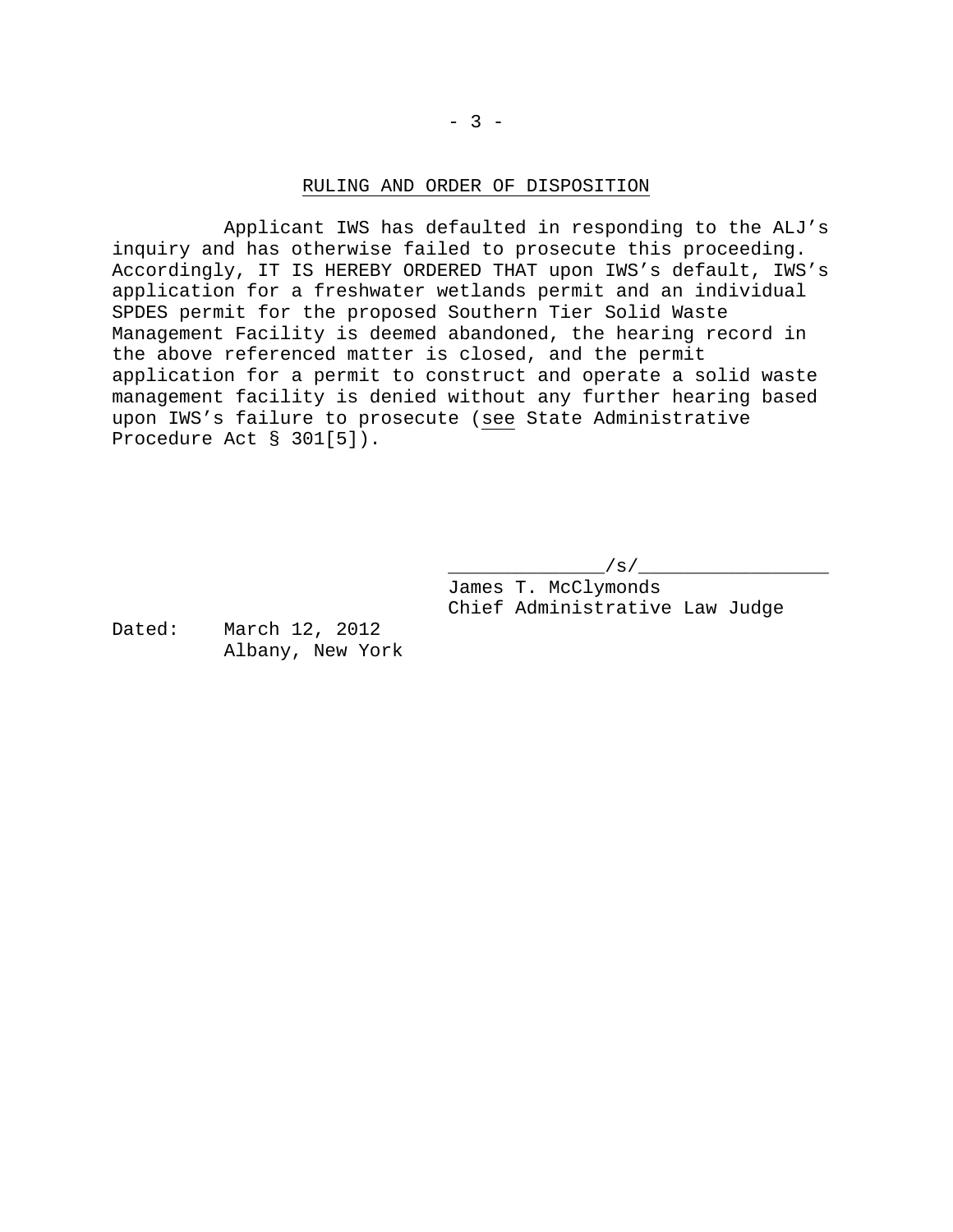## RULING AND ORDER OF DISPOSITION

Applicant IWS has defaulted in responding to the ALJ's inquiry and has otherwise failed to prosecute this proceeding. Accordingly, IT IS HEREBY ORDERED THAT upon IWS's default, IWS's application for a freshwater wetlands permit and an individual SPDES permit for the proposed Southern Tier Solid Waste Management Facility is deemed abandoned, the hearing record in the above referenced matter is closed, and the permit application for a permit to construct and operate a solid waste management facility is denied without any further hearing based upon IWS's failure to prosecute (see State Administrative Procedure Act § 301[5]).

\_\_\_\_\_\_\_\_\_\_\_\_\_\_/s/\_\_\_\_\_\_\_\_\_\_\_\_\_\_\_\_\_
James T. McClymonds
Chief Administrative Law Judge

Dated: March 12, 2012
Albany, New York